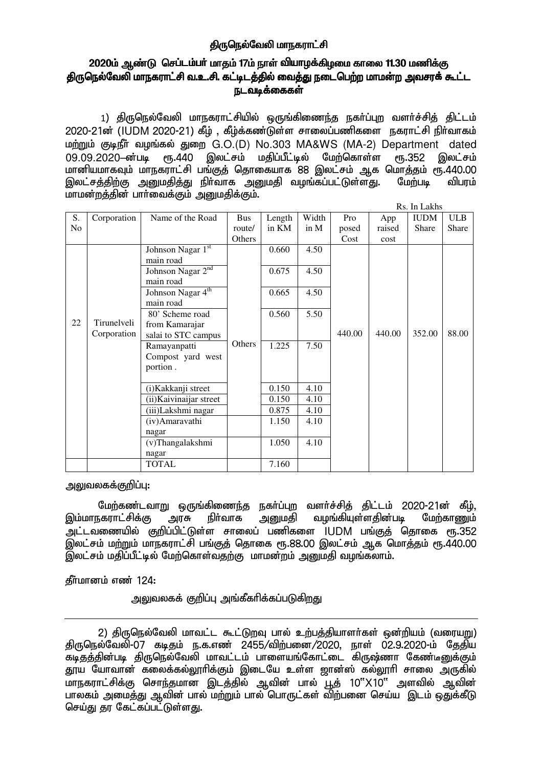# திருநெல்வேலி மாநகராட்சி

## 2020ம் ஆண்டு செப்டம்பர் மாதம் 17ம் நாள் வியாழக்கிழமை காலை 11.30 மணிக்கு திருநெல்வேலி மாநகராட்சி வ.உ.சி. கட்டிடத்தில் வைத்து நடைபெற்ற மாமன்ற அவசரக் கூட்ட நடவடிக்கைகள்

1) திருநெல்வேலி மாநகராட்சியில் ஒருங்கிணைந்த நகர்ப்புற வளர்ச்சித் திட்டம் 2020-21ன் (IUDM 2020-21) கீழ் , கீழ்க்கண்டுள்ள சாலைப்பணிகளை நகராட்சி நிர்வாகம் மற்றும் குடிநீர் வழங்கல் துறை G.O.(D) No.303 MA&WS (MA-2) Department dated 09.09.2020–ன்படி ரூ.440 இலட்சம் மதிப்பீட்டில் மேற்கொள்ள ரூ.352 இலட்சம் மானியமாகவும் மாநகராட்சி பங்குத் தொகையாக 88 இலட்சம் ஆக மொத்தம் ரூ.440.00 இலட்சத்திற்கு அனுமதித்து நிர்வாக அனுமதி வழங்கப்பட்டுள்ளது. மேற்படி விபரம் மாமன்றத்தின் பார்வைக்கும் அனுமதிக்கும்.

Rs. In Lakhs

| S. No | Corporation | Name of the Road | Bus route/ Others | Length in KM | Width in M | Proposed Cost | App raised cost | IUDM Share | ULB Share |
|---|---|---|---|---|---|---|---|---|---|
| 22 | Tirunelveli Corporation | Johnson Nagar 1st main road | Others | 0.660 | 4.50 | 440.00 | 440.00 | 352.00 | 88.00 |
| | | Johnson Nagar 2nd main road | | 0.675 | 4.50 | | | | |
| | | Johnson Nagar 4th main road | | 0.665 | 4.50 | | | | |
| | | 80' Scheme road from Kamarajar salai to STC campus | | 0.560 | 5.50 | | | | |
| | | Ramayanpatti Compost yard west portion . | | 1.225 | 7.50 | | | | |
| | | (i)Kakkanji street | | 0.150 | 4.10 | | | | |
| | | (ii)Kaivinaijar street | | 0.150 | 4.10 | | | | |
| | | (iii)Lakshmi nagar | | 0.875 | 4.10 | | | | |
| | | (iv)Amaravathi nagar | | 1.150 | 4.10 | | | | |
| | | (v)Thangalakshmi nagar | | 1.050 | 4.10 | | | | |
| | | TOTAL | | 7.160 | | | | | |

அலுவலகக்குறிப்பு:

மேற்கண்டவாறு ஒருங்கிணைந்த நகர்ப்புற வளர்ச்சித் திட்டம் 2020-21ன் கீழ், இம்மாநகராட்சிக்கு அரசு நிர்வாக அனுமதி வழங்கியுள்ளதின்படி மேற்காணும் அட்டவணையில் குறிப்பிட்டுள்ள சாலைப் பணிகளை IUDM பங்குத் தொகை ரூ.352 இலட்சம் மற்றும் மாநகராட்சி பங்குத் தொகை ரூ.88.00 இலட்சம் ஆக மொத்தம் ரூ.440.00 இலட்சம் மதிப்பீட்டில் மேற்கொள்வதற்கு மாமன்றம் அனுமதி வழங்கலாம்.

தீர்மானம் எண் 124:

அலுவலகக் குறிப்பு அங்கீகரிக்கப்படுகிறது

---

2) திருநெல்வேலி மாவட்ட கூட்டுறவு பால் உற்பத்தியாளர்கள் ஒன்றியம் (வரையறு) திருநெல்வேலி-07 கடிதம் ந.க.எண் 2455/விற்பனை/2020, நாள் 02.9.2020-ம் தேதிய கடிதத்தின்படி திருநெல்வேலி மாவட்டம் பாளையங்கோட்டை கிருஷ்ணா கேண்டீனுக்கும் தூய யோவான் கலைக்கல்லூரிக்கும் இடையே உள்ள ஜான்ஸ் கல்லூரி சாலை அருகில் மாநகராட்சிக்கு சொந்தமான இடத்தில் ஆவின் பால் பூத் 10"X10" அளவில் ஆவின் பாலகம் அமைத்து ஆவின் பால் மற்றும் பால் பொருட்கள் விற்பனை செய்ய இடம் ஒதுக்கீடு செய்து தர கேட்கப்பட்டுள்ளது.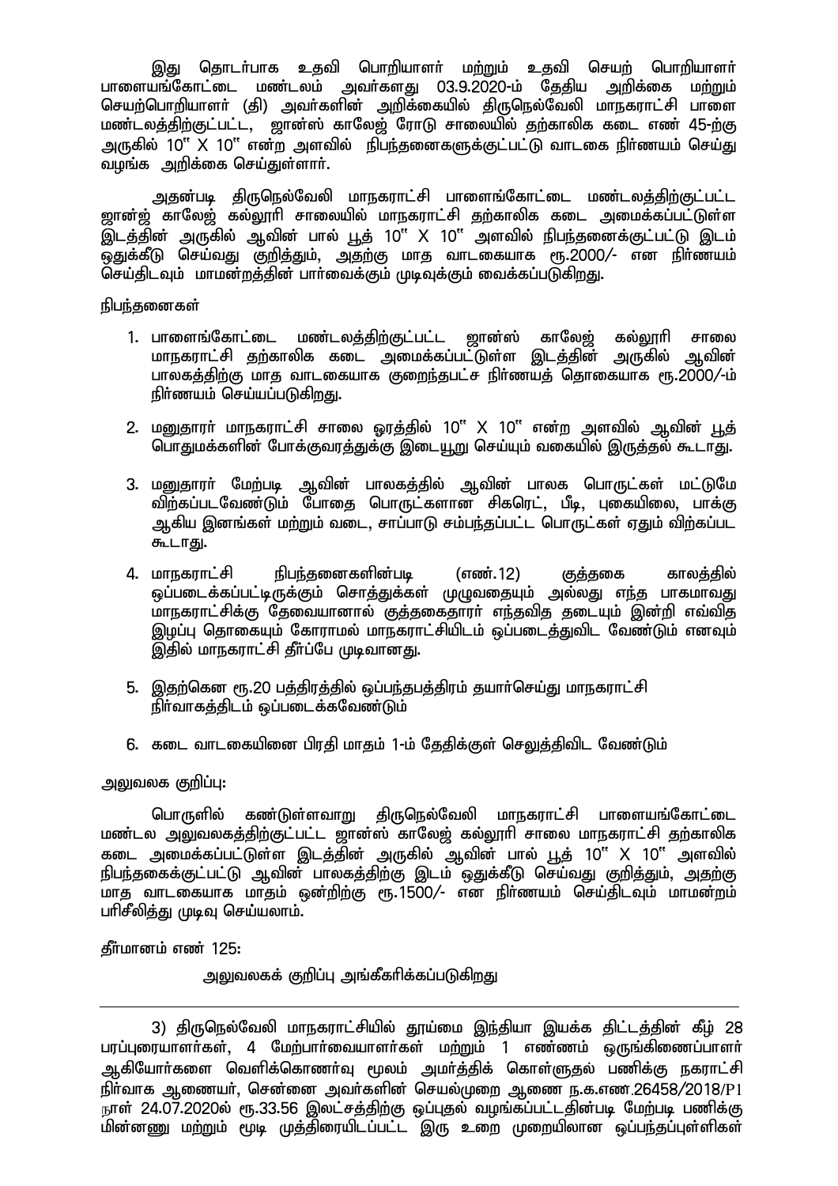இது தொடர்பாக உதவி பொறியாளர் மற்றும் உதவி செயற் பொறியாளர் பாளையங்கோட்டை மண்டலம் அவர்களது 03.9.2020-ம் தேதிய அறிக்கை மற்றும் செயற்பொறியாளர் (தி) அவர்களின் அறிக்கையில் திருநெல்வேலி மாநகராட்சி பாளை மண்டலத்திற்குட்பட்ட, ஜான்ஸ் காலேஜ் ரோடு சாலையில் தற்காலிக கடை எண் 45-ற்கு அருகில் 10" X 10" என்ற அளவில் நிபந்தனைகளுக்குட்பட்டு வாடகை நிர்ணயம் செய்து வழங்க அறிக்கை செய்துள்ளார்.

அதன்படி திருநெல்வேலி மாநகராட்சி பாளைங்கோட்டை மண்டலத்திற்குட்பட்ட ஜான்ஜ் காலேஜ் கல்லூரி சாலையில் மாநகராட்சி தற்காலிக கடை அமைக்கப்பட்டுள்ள இடத்தின் அருகில் ஆவின் பால் பூத் 10" X 10" அளவில் நிபந்தனைக்குட்பட்டு இடம் ஒதுக்கீடு செய்வது குறித்தும், அதற்கு மாத வாடகையாக ரூ.2000/- என நிர்ணயம் செய்திடவும் மாமன்றத்தின் பார்வைக்கும் முடிவுக்கும் வைக்கப்படுகிறது.

நிபந்தனைகள்

1. பாளைங்கோட்டை மண்டலத்திற்குட்பட்ட ஜான்ஸ் காலேஜ் கல்லூரி சாலை மாநகராட்சி தற்காலிக கடை அமைக்கப்பட்டுள்ள இடத்தின் அருகில் ஆவின் பாலகத்திற்கு மாத வாடகையாக குறைந்தபட்ச நிர்ணயத் தொகையாக ரூ.2000/-ம் நிர்ணயம் செய்யப்படுகிறது.

2. மனுதாரர் மாநகராட்சி சாலை ஓரத்தில் 10" X 10" என்ற அளவில் ஆவின் பூத் பொதுமக்களின் போக்குவரத்துக்கு இடையூறு செய்யும் வகையில் இருத்தல் கூடாது.

3. மனுதாரர் மேற்படி ஆவின் பாலகத்தில் ஆவின் பாலக பொருட்கள் மட்டுமே விற்கப்படவேண்டும் போதை பொருட்களான சிகரெட், பீடி, புகையிலை, பாக்கு ஆகிய இனங்கள் மற்றும் வடை, சாப்பாடு சம்பந்தப்பட்ட பொருட்கள் ஏதும் விற்கப்பட கூடாது.

4. மாநகராட்சி நிபந்தனைகளின்படி (எண்.12) குத்தகை காலத்தில் ஒப்படைக்கப்பட்டிருக்கும் சொத்துக்கள் முழுவதையும் அல்லது எந்த பாகமாவது மாநகராட்சிக்கு தேவையானால் குத்தகைதாரர் எந்தவித தடையும் இன்றி எவ்வித இழப்பு தொகையும் கோராமல் மாநகராட்சியிடம் ஒப்படைத்துவிட வேண்டும் எனவும் இதில் மாநகராட்சி தீர்ப்பே முடிவானது.

5. இதற்கென ரூ.20 பத்திரத்தில் ஒப்பந்தபத்திரம் தயார்செய்து மாநகராட்சி நிர்வாகத்திடம் ஒப்படைக்கவேண்டும்

6. கடை வாடகையினை பிரதி மாதம் 1-ம் தேதிக்குள் செலுத்திவிட வேண்டும்

அலுவலக குறிப்பு:

பொருளில் கண்டுள்ளவாறு திருநெல்வேலி மாநகராட்சி பாளையங்கோட்டை மண்டல அலுவலகத்திற்குட்பட்ட ஜான்ஸ் காலேஜ் கல்லூரி சாலை மாநகராட்சி தற்காலிக கடை அமைக்கப்பட்டுள்ள இடத்தின் அருகில் ஆவின் பால் பூத் 10" X 10" அளவில் நிபந்தகைக்குட்பட்டு ஆவின் பாலகத்திற்கு இடம் ஒதுக்கீடு செய்வது குறித்தும், அதற்கு மாத வாடகையாக மாதம் ஒன்றிற்கு ரூ.1500/- என நிர்ணயம் செய்திடவும் மாமன்றம் பரிசீலித்து முடிவு செய்யலாம்.

தீர்மானம் எண் 125:

அலுவலகக் குறிப்பு அங்கீகரிக்கப்படுகிறது

---

3) திருநெல்வேலி மாநகராட்சியில் தூய்மை இந்தியா இயக்க திட்டத்தின் கீழ் 28 பரப்புரையாளர்கள், 4 மேற்பார்வையாளர்கள் மற்றும் 1 எண்ணம் ஒருங்கிணைப்பாளர் ஆகியோர்களை வெளிக்கொணர்வு மூலம் அமர்த்திக் கொள்ளுதல் பணிக்கு நகராட்சி நிர்வாக ஆணையர், சென்னை அவர்களின் செயல்முறை ஆணை ந.க.எண.26458/2018/P1 நாள் 24.07.2020ல் ரூ.33.56 இலட்சத்திற்கு ஒப்புதல் வழங்கப்பட்டதின்படி மேற்படி பணிக்கு மின்னனு மற்றும் மூடி முத்திரையிடப்பட்ட இரு உறை முறையிலான ஒப்பந்தப்புள்ளிகள்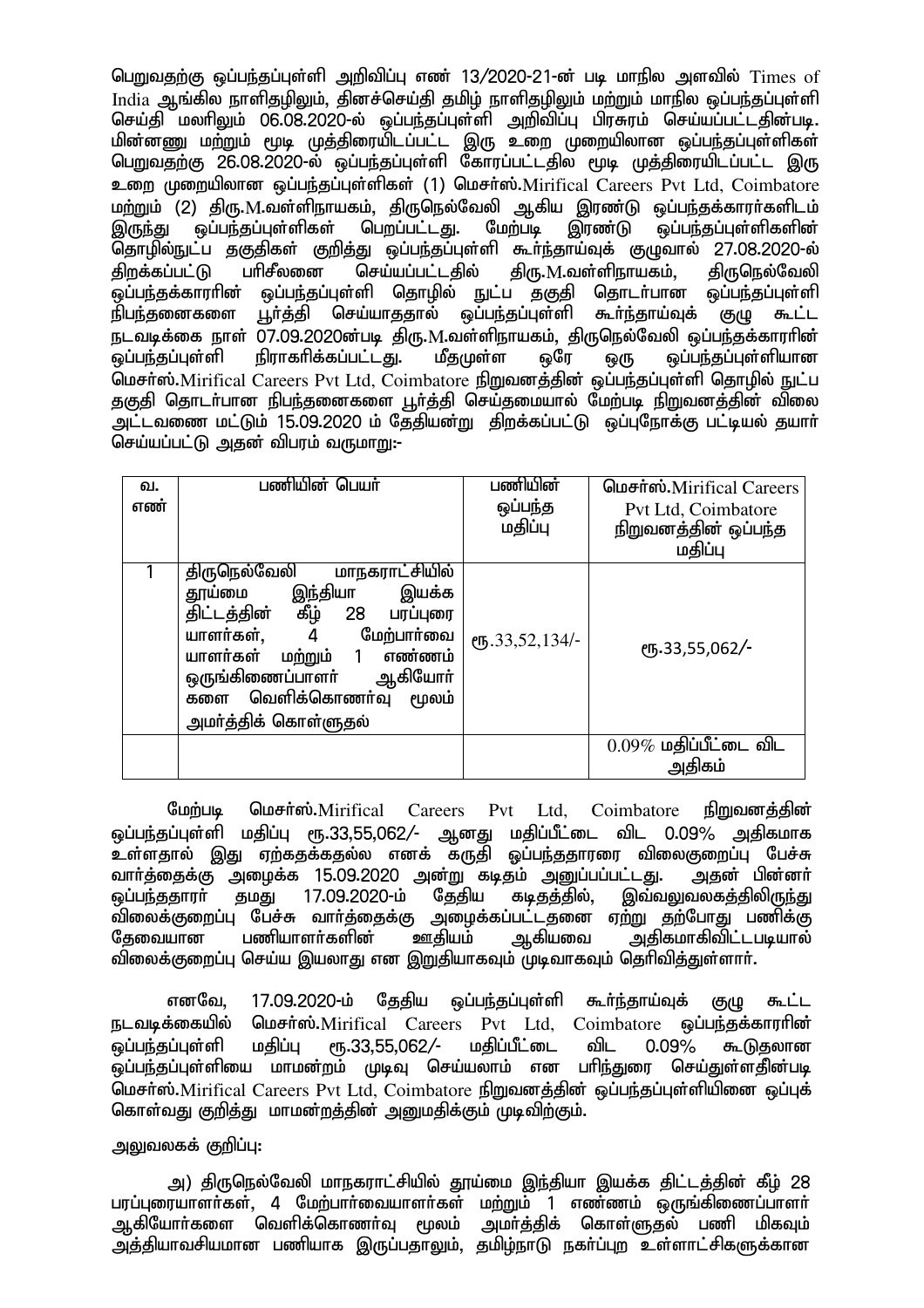பெறுவதற்கு ஒப்பந்தப்புள்ளி அறிவிப்பு எண் 13/2020-21-ன் படி மாநில அளவில் Times of India ஆங்கில நாளிதழிலும், தினச்செய்தி தமிழ் நாளிதழிலும் மற்றும் மாநில ஒப்பந்தப்புள்ளி செய்தி மலரிலும் 06.08.2020-ல் ஒப்பந்தப்புள்ளி அறிவிப்பு பிரசுரம் செய்யப்பட்டதின்படி. மின்னணு மற்றும் மூடி முத்திரையிடப்பட்ட இரு உறை முறையிலான ஒப்பந்தப்புள்ளிகள் பெறுவதற்கு 26.08.2020-ல் ஒப்பந்தப்புள்ளி கோரப்பட்டதில மூடி முத்திரையிடப்பட்ட இரு உறை முறையிலான ஒப்பந்தப்புள்ளிகள் (1) மெசர்ஸ்.Mirifical Careers Pvt Ltd, Coimbatore மற்றும் (2) திரு.M.வள்ளிநாயகம், திருநெல்வேலி ஆகிய இரண்டு ஒப்பந்தக்காரர்களிடம் இருந்து ஒப்பந்தப்புள்ளிகள் பெறப்பட்டது. மேற்படி இரண்டு ஒப்பந்தப்புள்ளிகளின் தொழில்நுட்ப தகுதிகள் குறித்து ஒப்பந்தப்புள்ளி கூர்ந்தாய்வுக் குழுவால் 27.08.2020-ல் திறக்கப்பட்டு பரிசீலனை செய்யப்பட்டதில் திரு.M.வள்ளிநாயகம், திருநெல்வேலி ஒப்பந்தக்காரரின் ஒப்பந்தப்புள்ளி தொழில் நுட்ப தகுதி தொடர்பான ஒப்பந்தப்புள்ளி நிபந்தனைகளை பூர்த்தி செய்யாததால் ஒப்பந்தப்புள்ளி கூர்ந்தாய்வுக் குழு கூட்ட நடவடிக்கை நாள் 07.09.2020ன்படி திரு.M.வள்ளிநாயகம், திருநெல்வேலி ஒப்பந்தக்காரரின் ஒப்பந்தப்புள்ளி நிராகரிக்கப்பட்டது. மீதமுள்ள ஒரே ஒரு ஒப்பந்தப்புள்ளியான மெசர்ஸ்.Mirifical Careers Pvt Ltd, Coimbatore நிறுவனத்தின் ஒப்பந்தப்புள்ளி தொழில் நுட்ப தகுதி தொடர்பான நிபந்தனைகளை பூர்த்தி செய்தமையால் மேற்படி நிறுவனத்தின் விலை அட்டவணை மட்டும் 15.09.2020 ம் தேதியன்று திறக்கப்பட்டு ஒப்புநோக்கு பட்டியல் தயார் செய்யப்பட்டு அதன் விபரம் வருமாறு:-

| வ. எண் | பணியின் பெயர் | பணியின் ஒப்பந்த மதிப்பு | மெசர்ஸ்.Mirifical Careers Pvt Ltd, Coimbatore நிறுவனத்தின் ஒப்பந்த மதிப்பு |
|---|---|---|---|
| 1 | திருநெல்வேலி மாநகராட்சியில் தூய்மை இந்தியா இயக்க திட்டத்தின் கீழ் 28 பரப்புரை யாளர்கள், 4 மேற்பார்வை யாளர்கள் மற்றும் 1 எண்ணம் ஒருங்கிணைப்பாளர் ஆகியோர் களை வெளிக்கொணர்வு மூலம் அமர்த்திக் கொள்ளுதல் | ரூ.33,52,134/- | ரூ.33,55,062/- |
| | | | 0.09% மதிப்பீட்டை விட அதிகம் |

மேற்படி மெசர்ஸ்.Mirifical Careers Pvt Ltd, Coimbatore நிறுவனத்தின் ஒப்பந்தப்புள்ளி மதிப்பு ரூ.33,55,062/- ஆனது மதிப்பீட்டை விட 0.09% அதிகமாக உள்ளதால் இது ஏற்கதக்கதல்ல எனக் கருதி ஒப்பந்ததாரரை விலைகுறைப்பு பேச்சு வார்த்தைக்கு அழைக்க 15.09.2020 அன்று கடிதம் அனுப்பப்பட்டது. அதன் பின்னர் ஒப்பந்ததாரர் தமது 17.09.2020-ம் தேதிய கடிதத்தில், இவ்வலுவலகத்திலிருந்து விலைக்குறைப்பு பேச்சு வார்த்தைக்கு அழைக்கப்பட்டதனை ஏற்று தற்போது பணிக்கு தேவையான பணியாளர்களின் ஊதியம் ஆகியவை அதிகமாகிவிட்டபடியால் விலைக்குறைப்பு செய்ய இயலாது என இறுதியாகவும் முடிவாகவும் தெரிவித்துள்ளார்.

எனவே, 17.09.2020-ம் தேதிய ஒப்பந்தப்புள்ளி கூர்ந்தாய்வுக் குழு கூட்ட நடவடிக்கையில் மெசர்ஸ்.Mirifical Careers Pvt Ltd, Coimbatore ஒப்பந்தக்காரரின் ஒப்பந்தப்புள்ளி மதிப்பு ரூ.33,55,062/- மதிப்பீட்டை விட 0.09% கூடுதலான ஒப்பந்தப்புள்ளியை மாமன்றம் முடிவு செய்யலாம் என பரிந்துரை செய்துள்ளதின்படி மெசர்ஸ்.Mirifical Careers Pvt Ltd, Coimbatore நிறுவனத்தின் ஒப்பந்தப்புள்ளியினை ஒப்புக் கொள்வது குறித்து மாமன்றத்தின் அனுமதிக்கும் முடிவிற்கும்.

அலுவலகக் குறிப்பு:

அ) திருநெல்வேலி மாநகராட்சியில் தூய்மை இந்தியா இயக்க திட்டத்தின் கீழ் 28 பரப்புரையாளர்கள், 4 மேற்பார்வையாளர்கள் மற்றும் 1 எண்ணம் ஒருங்கிணைப்பாளர் ஆகியோர்களை வெளிக்கொணர்வு மூலம் அமர்த்திக் கொள்ளுதல் பணி மிகவும் அத்தியாவசியமான பணியாக இருப்பதாலும், தமிழ்நாடு நகர்ப்புற உள்ளாட்சிகளுக்கான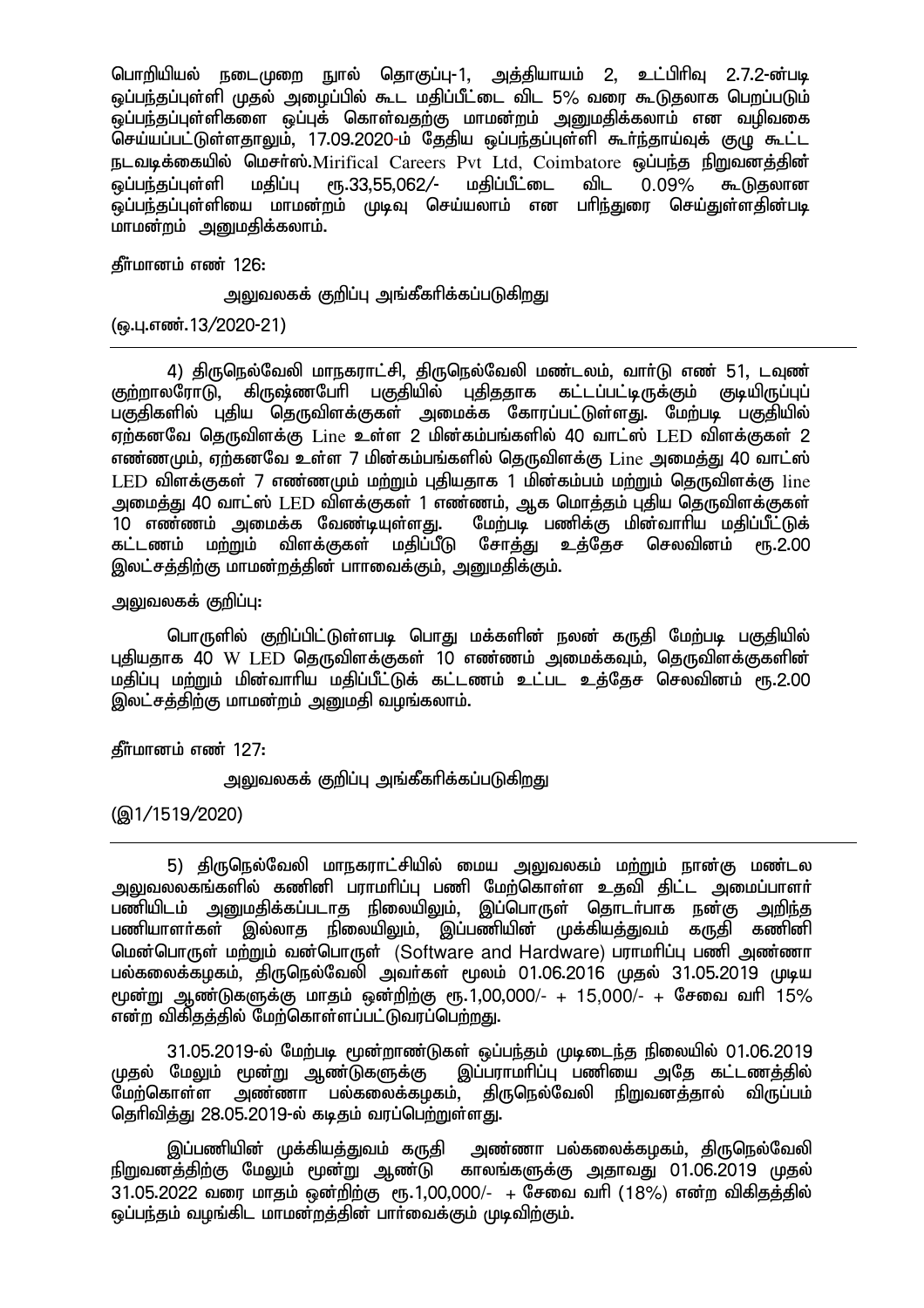பொறியியல் நடைமுறை நூல் தொகுப்பு-1, அத்தியாயம் 2, உட்பிரிவு 2.7.2-ன்படி ஒப்பந்தப்புள்ளி முதல் அழைப்பில் கூட மதிப்பீட்டை விட 5% வரை கூடுதலாக பெறப்படும் ஒப்பந்தப்புள்ளிகளை ஒப்புக் கொள்வதற்கு மாமன்றம் அனுமதிக்கலாம் என வழிவகை செய்யப்பட்டுள்ளதாலும், 17.09.2020-ம் தேதிய ஒப்பந்தப்புள்ளி கூர்ந்தாய்வுக் குழு கூட்ட நடவடிக்கையில் மெசர்ஸ்.Mirifical Careers Pvt Ltd, Coimbatore ஒப்பந்த நிறுவனத்தின் ஒப்பந்தப்புள்ளி மதிப்பு ரூ.33,55,062/- மதிப்பீட்டை விட 0.09% கூடுதலான ஒப்பந்தப்புள்ளியை மாமன்றம் முடிவு செய்யலாம் என பரிந்துரை செய்துள்ளதின்படி மாமன்றம் அனுமதிக்கலாம்.

தீர்மானம் எண் 126:

அலுவலகக் குறிப்பு அங்கீகரிக்கப்படுகிறது

(ஒ.பு.எண்.13/2020-21)

---

4) திருநெல்வேலி மாநகராட்சி, திருநெல்வேலி மண்டலம், வார்டு எண் 51, டவுண் குற்றாலரோடு, கிருஷ்ணபேரி பகுதியில் புதிததாக கட்டப்பட்டிருக்கும் குடியிருப்புப் பகுதிகளில் புதிய தெருவிளக்குகள் அமைக்க கோரப்பட்டுள்ளது. மேற்படி பகுதியில் ஏற்கனவே தெருவிளக்கு Line உள்ள 2 மின்கம்பங்களில் 40 வாட்ஸ் LED விளக்குகள் 2 எண்ணமும், ஏற்கனவே உள்ள 7 மின்கம்பங்களில் தெருவிளக்கு Line அமைத்து 40 வாட்ஸ் LED விளக்குகள் 7 எண்ணமும் மற்றும் புதியதாக 1 மின்கம்பம் மற்றும் தெருவிளக்கு line அமைத்து 40 வாட்ஸ் LED விளக்குகள் 1 எண்ணம், ஆக மொத்தம் புதிய தெருவிளக்குகள் 10 எண்ணம் அமைக்க வேண்டியுள்ளது. மேற்படி பணிக்கு மின்வாரிய மதிப்பீட்டுக் கட்டணம் மற்றும் விளக்குகள் மதிப்பீடு சோத்து உத்தேச செலவினம் ரூ.2.00 இலட்சத்திற்கு மாமன்றத்தின் பாாவைக்கும், அனுமதிக்கும்.

அலுவலகக் குறிப்பு:

பொருளில் குறிப்பிட்டுள்ளபடி பொது மக்களின் நலன் கருதி மேற்படி பகுதியில் புதியதாக 40 W LED தெருவிளக்குகள் 10 எண்ணம் அமைக்கவும், தெருவிளக்குகளின் மதிப்பு மற்றும் மின்வாரிய மதிப்பீட்டுக் கட்டணம் உட்பட உத்தேச செலவினம் ரூ.2.00 இலட்சத்திற்கு மாமன்றம் அனுமதி வழங்கலாம்.

தீர்மானம் எண் 127:

அலுவலகக் குறிப்பு அங்கீகரிக்கப்படுகிறது

(இ1/1519/2020)

---

5) திருநெல்வேலி மாநகராட்சியில் மைய அலுவலகம் மற்றும் நான்கு மண்டல அலுவலகங்களில் கணினி பராமரிப்பு பணி மேற்கொள்ள உதவி திட்ட அமைப்பாளர் பணியிடம் அனுமதிக்கப்படாத நிலையிலும், இப்பொருள் தொடர்பாக நன்கு அறிந்த பணியாளர்கள் இல்லாத நிலையிலும், இப்பணியின் முக்கியத்துவம் கருதி கணினி மென்பொருள் மற்றும் வன்பொருள் (Software and Hardware) பராமரிப்பு பணி அண்ணா பல்கலைக்கழகம், திருநெல்வேலி அவர்கள் மூலம் 01.06.2016 முதல் 31.05.2019 முடிய மூன்று ஆண்டுகளுக்கு மாதம் ஒன்றிற்கு ரூ.1,00,000/- + 15,000/- + சேவை வரி 15% என்ற விகிதத்தில் மேற்கொள்ளப்பட்டுவரப்பெற்றது.

31.05.2019-ல் மேற்படி மூன்றாண்டுகள் ஒப்பந்தம் முடிடைந்த நிலையில் 01.06.2019 முதல் மேலும் மூன்று ஆண்டுகளுக்கு இப்பராமரிப்பு பணியை அதே கட்டணத்தில் மேற்கொள்ள அண்ணா பல்கலைக்கழகம், திருநெல்வேலி நிறுவனத்தால் விருப்பம் தெரிவித்து 28.05.2019-ல் கடிதம் வரப்பெற்றுள்ளது.

இப்பணியின் முக்கியத்துவம் கருதி அண்ணா பல்கலைக்கழகம், திருநெல்வேலி நிறுவனத்திற்கு மேலும் மூன்று ஆண்டு காலங்களுக்கு அதாவது 01.06.2019 முதல் 31.05.2022 வரை மாதம் ஒன்றிற்கு ரூ.1,00,000/- + சேவை வரி (18%) என்ற விகிதத்தில் ஒப்பந்தம் வழங்கிட மாமன்றத்தின் பார்வைக்கும் முடிவிற்கும்.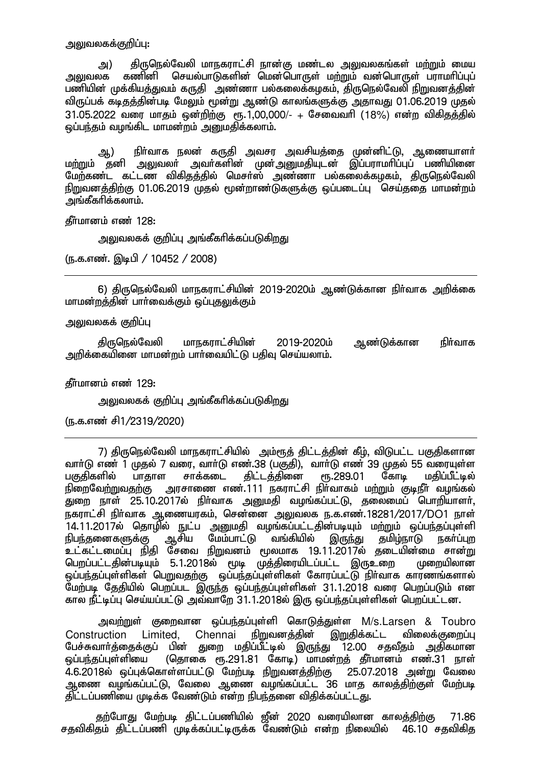அலுவலகக்குறிப்பு:

அ) திருநெல்வேலி மாநகராட்சி நான்கு மண்டல அலுவலகங்கள் மற்றும் மைய அலுவலக கணினி செயல்பாடுகளின் மென்பொருள் மற்றும் வன்பொருள் பராமரிப்புப் பணியின் முக்கியத்துவம் கருதி அண்ணா பல்கலைக்கழகம், திருநெல்வேலி நிறுவனத்தின் விருப்பக் கடிதத்தின்படி மேலும் மூன்று ஆண்டு காலங்களுக்கு அதாவது 01.06.2019 முதல் 31.05.2022 வரை மாதம் ஒன்றிற்கு ரூ.1,00,000/- + சேவைவரி (18%) என்ற விகிதத்தில் ஒப்பந்தம் வழங்கிட மாமன்றம் அனுமதிக்கலாம்.

ஆ) நிர்வாக நலன் கருதி அவசர அவசியத்தை முன்னிட்டு, ஆணையாளர் மற்றும் தனி அலுவலர் அவர்களின் முன்அனுமதியுடன் இப்பராமரிப்புப் பணியினை மேற்கண்ட கட்டண விகிதத்தில் மெசர்ஸ் அண்ணா பல்கலைக்கழகம், திருநெல்வேலி நிறுவனத்திற்கு 01.06.2019 முதல் மூன்றாண்டுகளுக்கு ஒப்படைப்பு செய்ததை மாமன்றம் அங்கீகரிக்கலாம்.

தீர்மானம் எண் 128:

அலுவலகக் குறிப்பு அங்கீகரிக்கப்படுகிறது

(ந.க.எண். இடிபி / 10452 / 2008)

---

6) திருநெல்வேலி மாநகராட்சியின் 2019-2020ம் ஆண்டுக்கான நிர்வாக அறிக்கை மாமன்றத்தின் பார்வைக்கும் ஒப்புதலுக்கும்

அலுவலகக் குறிப்பு

திருநெல்வேலி மாநகராட்சியின் 2019-2020ம் ஆண்டுக்கான நிர்வாக அறிக்கையினை மாமன்றம் பார்வையிட்டு பதிவு செய்யலாம்.

தீர்மானம் எண் 129:

அலுவலகக் குறிப்பு அங்கீகரிக்கப்படுகிறது

(ந.க.எண் சி1/2319/2020)

---

7) திருநெல்வேலி மாநகராட்சியில் அம்ரூத் திட்டத்தின் கீழ், விடுபட்ட பகுதிகளான வார்டு எண் 1 முதல் 7 வரை, வார்டு எண்.38 (பகுதி), வார்டு எண் 39 முதல் 55 வரையுள்ள பகுதிகளில் பாதாள சாக்கடை திட்டத்தினை ரூ.289.01 கோடி மதிப்பீட்டில் நிறைவேற்றுவதற்கு அரசாணை எண்.111 நகராட்சி நிர்வாகம் மற்றும் குடிநீர் வழங்கல் துறை நாள் 25.10.2017ல் நிர்வாக அனுமதி வழங்கப்பட்டு, தலைமைப் பொறியாளர், நகராட்சி நிர்வாக ஆணையரகம், சென்னை அலுவலக ந.க.எண்.18281/2017/DO1 நாள் 14.11.2017ல் தொழில் நுட்ப அனுமதி வழங்கப்பட்டதின்படியும் மற்றும் ஒப்பந்தப்புள்ளி நிபந்தனைகளுக்கு ஆசிய மேம்பாட்டு வங்கியில் இருந்து தமிழ்நாடு நகர்ப்புற உட்கட்டமைப்பு நிதி சேவை நிறுவனம் மூலமாக 19.11.2017ல் தடையின்மை சான்று பெறப்பட்டதின்படியும் 5.1.2018ல் மூடி முத்திரையிடப்பட்ட இருஉறை முறையிலான ஒப்பந்தப்புள்ளிகள் பெறுவதற்கு ஒப்பந்தப்புள்ளிகள் கோரப்பட்டு நிர்வாக காரணங்களால் மேற்படி தேதியில் பெறப்பட இருந்த ஒப்பந்தப்புள்ளிகள் 31.1.2018 வரை பெறப்படும் என கால நீட்டிப்பு செய்யப்பட்டு அவ்வாறே 31.1.2018ல் இரு ஒப்பந்தப்புள்ளிகள் பெறப்பட்டன.

அவற்றுள் குறைவான ஒப்பந்தப்புள்ளி கொடுத்துள்ள M/s.Larsen & Toubro Construction Limited, Chennai நிறுவனத்தின் இறுதிக்கட்ட விலைக்குறைப்பு பேச்சுவார்த்தைக்குப் பின் துறை மதிப்பீட்டில் இருந்து 12.00 சதவீதம் அதிகமான ஒப்பந்தப்புள்ளியை (தொகை ரூ.291.81 கோடி) மாமன்றத் தீர்மானம் எண்.31 நாள் 4.6.2018ல் ஒப்புக்கொள்ளப்பட்டு மேற்படி நிறுவனத்திற்கு 25.07.2018 அன்று வேலை ஆணை வழங்கப்பட்டு, வேலை ஆணை வழங்கப்பட்ட 36 மாத காலத்திற்குள் மேற்படி திட்டப்பணியை முடிக்க வேண்டும் என்ற நிபந்தனை விதிக்கப்பட்டது.

தற்போது மேற்படி திட்டப்பணியில் ஜீன் 2020 வரையிலான காலத்திற்கு 71.86 சதவிகிதம் திட்டப்பணி முடிக்கப்பட்டிருக்க வேண்டும் என்ற நிலையில் 46.10 சதவிகித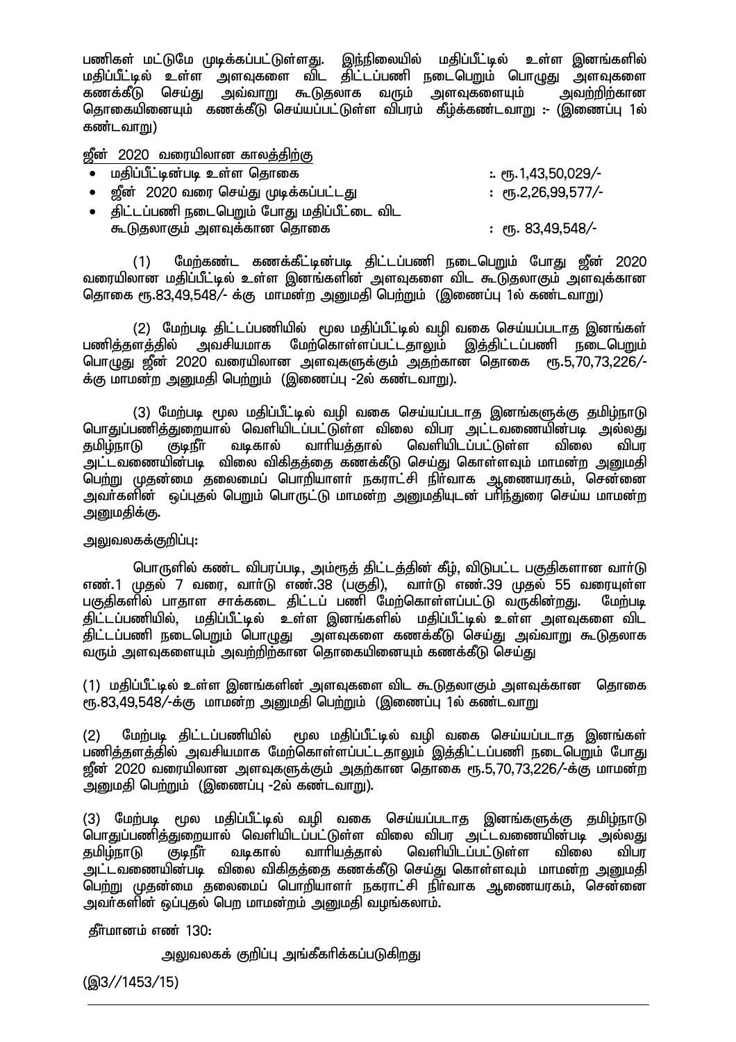பணிகள் மட்டுமே முடிக்கப்பட்டுள்ளது. இந்நிலையில் மதிப்பீட்டில் உள்ள இனங்களில் மதிப்பீட்டில் உள்ள அளவுகளை விட திட்டப்பணி நடைபெறும் பொழுது அளவுகளை கணக்கீடு செய்து அவ்வாறு கூடுதலாக வரும் அளவுகளையும் அவற்றிற்கான தொகையினையும் கணக்கீடு செய்யப்பட்டுள்ள விபரம் கீழ்க்கண்டவாறு :- (இணைப்பு 1ல் கண்டவாறு)

ஜீன் 2020 வரையிலான காலத்திற்கு

- மதிப்பீட்டின்படி உள்ள தொகை : ரூ.1,43,50,029/-
- ஜீன் 2020 வரை செய்து முடிக்கப்பட்டது : ரூ.2,26,99,577/-
- திட்டப்பணி நடைபெறும் போது மதிப்பீட்டை விட கூடுதலாகும் அளவுக்கான தொகை : ரூ. 83,49,548/-

(1) மேற்கண்ட கணக்கீட்டின்படி திட்டப்பணி நடைபெறும் போது ஜீன் 2020 வரையிலான மதிப்பீட்டில் உள்ள இனங்களின் அளவுகளை விட கூடுதலாகும் அளவுக்கான தொகை ரூ.83,49,548/- க்கு மாமன்ற அனுமதி பெற்றும் (இணைப்பு 1ல் கண்டவாறு)

(2) மேற்படி திட்டப்பணியில் மூல மதிப்பீட்டில் வழி வகை செய்யப்படாத இனங்கள் பணித்தளத்தில் அவசியமாக மேற்கொள்ளப்பட்டதாலும் இத்திட்டப்பணி நடைபெறும் பொழுது ஜீன் 2020 வரையிலான அளவுகளுக்கும் அதற்கான தொகை ரூ.5,70,73,226/- க்கு மாமன்ற அனுமதி பெற்றும் (இணைப்பு -2ல் கண்டவாறு).

(3) மேற்படி மூல மதிப்பீட்டில் வழி வகை செய்யப்படாத இனங்களுக்கு தமிழ்நாடு பொதுப்பணித்துறையால் வெளியிடப்பட்டுள்ள விலை விபர அட்டவணையின்படி அல்லது தமிழ்நாடு குடிநீர் வடிகால் வாரியத்தால் வெளியிடப்பட்டுள்ள விலை விபர அட்டவணையின்படி விலை விகிதத்தை கணக்கீடு செய்து கொள்ளவும் மாமன்ற அனுமதி பெற்று முதன்மை தலைமைப் பொறியாளர் நகராட்சி நிர்வாக ஆணையரகம், சென்னை அவர்களின் ஒப்புதல் பெறும் பொருட்டு மாமன்ற அனுமதியுடன் பரிந்துரை செய்ய மாமன்ற அனுமதிக்கு.

அலுவலகக்குறிப்பு:

பொருளில் கண்ட விபரப்படி, அம்ரூத் திட்டத்தின் கீழ், விடுபட்ட பகுதிகளான வார்டு எண்.1 முதல் 7 வரை, வார்டு எண்.38 (பகுதி), வார்டு எண்.39 முதல் 55 வரையுள்ள பகுதிகளில் பாதாள சாக்கடை திட்டப் பணி மேற்கொள்ளப்பட்டு வருகின்றது. மேற்படி திட்டப்பணியில், மதிப்பீட்டில் உள்ள இனங்களில் மதிப்பீட்டில் உள்ள அளவுகளை விட திட்டப்பணி நடைபெறும் பொழுது அளவுகளை கணக்கீடு செய்து அவ்வாறு கூடுதலாக வரும் அளவுகளையும் அவற்றிற்கான தொகையினையும் கணக்கீடு செய்து

(1) மதிப்பீட்டில் உள்ள இனங்களின் அளவுகளை விட கூடுதலாகும் அளவுக்கான தொகை ரூ.83,49,548/-க்கு மாமன்ற அனுமதி பெற்றும் (இணைப்பு 1ல் கண்டவாறு

(2) மேற்படி திட்டப்பணியில் மூல மதிப்பீட்டில் வழி வகை செய்யப்படாத இனங்கள் பணித்தளத்தில் அவசியமாக மேற்கொள்ளப்பட்டதாலும் இத்திட்டப்பணி நடைபெறும் போது ஜீன் 2020 வரையிலான அளவுகளுக்கும் அதற்கான தொகை ரூ.5,70,73,226/-க்கு மாமன்ற அனுமதி பெற்றும் (இணைப்பு -2ல் கண்டவாறு).

(3) மேற்படி மூல மதிப்பீட்டில் வழி வகை செய்யப்படாத இனங்களுக்கு தமிழ்நாடு பொதுப்பணித்துறையால் வெளியிடப்பட்டுள்ள விலை விபர அட்டவணையின்படி அல்லது தமிழ்நாடு குடிநீர் வடிகால் வாரியத்தால் வெளியிடப்பட்டுள்ள விலை விபர அட்டவணையின்படி விலை விகிதத்தை கணக்கீடு செய்து கொள்ளவும் மாமன்ற அனுமதி பெற்று முதன்மை தலைமைப் பொறியாளர் நகராட்சி நிர்வாக ஆணையரகம், சென்னை அவர்களின் ஒப்புதல் பெற மாமன்றம் அனுமதி வழங்கலாம்.

தீர்மானம் எண் 130:

அலுவலகக் குறிப்பு அங்கீகரிக்கப்படுகிறது

(இ3//1453/15)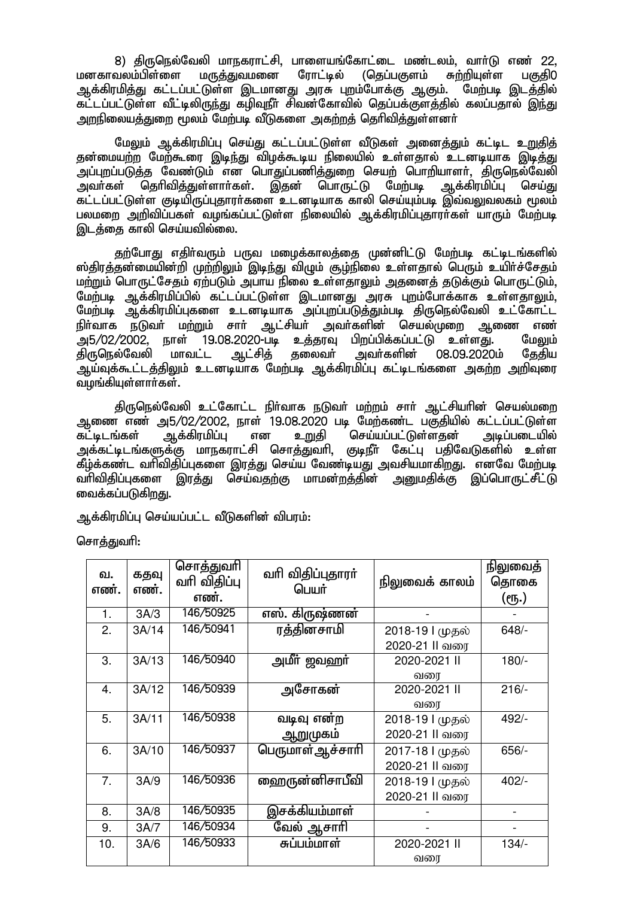8) திருநெல்வேலி மாநகராட்சி, பாளையங்கோட்டை மண்டலம், வார்டு எண் 22, மனகாவலம்பிள்ளை மருத்துவமனை ரோட்டில் (தெப்பகுளம் சுற்றியுள்ள பகுதி0 ஆக்கிரமித்து கட்டப்பட்டுள்ள இடமானது அரசு புறம்போக்கு ஆகும். மேற்படி இடத்தில் கட்டப்பட்டுள்ள வீட்டிலிருந்து கழிவுநீர் சிவன்கோவில் தெப்பக்குளத்தில் கலப்பதால் இந்து அறநிலையத்துறை மூலம் மேற்படி வீடுகளை அகற்றத் தெரிவித்துள்ளனர்

மேலும் ஆக்கிரமிப்பு செய்து கட்டப்பட்டுள்ள வீடுகள் அனைத்தும் கட்டிட உறுதித் தன்மையற்ற மேற்கூரை இடிந்து விழக்கூடிய நிலையில் உள்ளதால் உடனடியாக இடித்து அப்புறப்படுத்த வேண்டும் என பொதுப்பணித்துறை செயற் பொறியாளர், திருநெல்வேலி அவர்கள் தெரிவித்துள்ளார்கள். இதன் பொருட்டு மேற்படி ஆக்கிரமிப்பு செய்து கட்டப்பட்டுள்ள குடியிருப்புதாரர்களை உடனடியாக காலி செய்யும்படி இவ்வலுவலகம் மூலம் பலமுறை அறிவிப்புகள் வழங்கப்பட்டுள்ள நிலையில் ஆக்கிரமிப்புதாரர்கள் யாரும் மேற்படி இடத்தை காலி செய்யவில்லை.

தற்போது எதிர்வரும் பருவ மழைக்காலத்தை முன்னிட்டு மேற்படி கட்டிடங்களில் ஸ்திரத்தன்மையின்றி முற்றிலும் இடிந்து விழும் சூழ்நிலை உள்ளதால் பெரும் உயிர்ச்சேதம் மற்றும் பொருட்சேதம் ஏற்படும் அபாய நிலை உள்ளதாலும் அதனைத் தடுக்கும் பொருட்டும், மேற்படி ஆக்கிரமிப்பில் கட்டப்பட்டுள்ள இடமானது அரசு புறம்போக்காக உள்ளதாலும், மேற்படி ஆக்கிரமிப்புகளை உடனடியாக அப்புறப்படுத்தும்படி திருநெல்வேலி உட்கோட்ட நிர்வாக நடுவர் மற்றும் சார் ஆட்சியர் அவர்களின் செயல்முறை ஆணை எண் அ5/02/2002, நாள் 19.08.2020-படி உத்தரவு பிறப்பிக்கப்பட்டு உள்ளது. மேலும் திருநெல்வேலி மாவட்ட ஆட்சித் தலைவர் அவர்களின் 08.09.2020ம் தேதிய ஆய்வுக்கூட்டத்திலும் உடனடியாக மேற்படி ஆக்கிரமிப்பு கட்டிடங்களை அகற்ற அறிவுரை வழங்கியுள்ளார்கள்.

திருநெல்வேலி உட்கோட்ட நிர்வாக நடுவர் மற்றும் சார் ஆட்சியரின் செயல்மறை ஆணை எண் அ5/02/2002, நாள் 19.08.2020 படி மேற்கண்ட பகுதியில் கட்டப்பட்டுள்ள கட்டிடங்கள் ஆக்கிரமிப்பு என உறுதி செய்யப்பட்டுள்ளதன் அடிப்படையில் அக்கட்டிடங்களுக்கு மாநகராட்சி சொத்துவரி, குடிநீர் கேட்பு பதிவேடுகளில் உள்ள கீழ்க்கண்ட வரிவிதிப்புகளை இரத்து செய்ய வேண்டியது அவசியமாகிறது. எனவே மேற்படி வரிவிதிப்புகளை இரத்து செய்வதற்கு மாமன்றத்தின் அனுமதிக்கு இப்பொருட்சீட்டு வைக்கப்படுகிறது.

ஆக்கிரமிப்பு செய்யப்பட்ட வீடுகளின் விபரம்:

சொத்துவரி:

| வ. எண். | கதவு எண். | சொத்துவரி வரி விதிப்பு எண். | வரி விதிப்புதாரர் பெயர் | நிலுவைக் காலம் | நிலுவைத் தொகை (ரூ.) |
|---|---|---|---|---|---|
| 1. | 3A/3 | 146/50925 | எஸ். கிருஷ்ணன் | - | - |
| 2. | 3A/14 | 146/50941 | ரத்தினசாமி | 2018-19 I முதல் 2020-21 II வரை | 648/- |
| 3. | 3A/13 | 146/50940 | அமீர் ஜவஹர் | 2020-2021 II வரை | 180/- |
| 4. | 3A/12 | 146/50939 | அசோகன் | 2020-2021 II வரை | 216/- |
| 5. | 3A/11 | 146/50938 | வடிவு என்ற ஆறுமுகம் | 2018-19 I முதல் 2020-21 II வரை | 492/- |
| 6. | 3A/10 | 146/50937 | பெருமாள்ஆச்சாரி | 2017-18 I முதல் 2020-21 II வரை | 656/- |
| 7. | 3A/9 | 146/50936 | ஹைருன்னிசாபீவி | 2018-19 I முதல் 2020-21 II வரை | 402/- |
| 8. | 3A/8 | 146/50935 | இசக்கியம்மாள் | - | - |
| 9. | 3A/7 | 146/50934 | வேல் ஆசாரி | - | - |
| 10. | 3A/6 | 146/50933 | சுப்பம்மாள் | 2020-2021 II வரை | 134/- |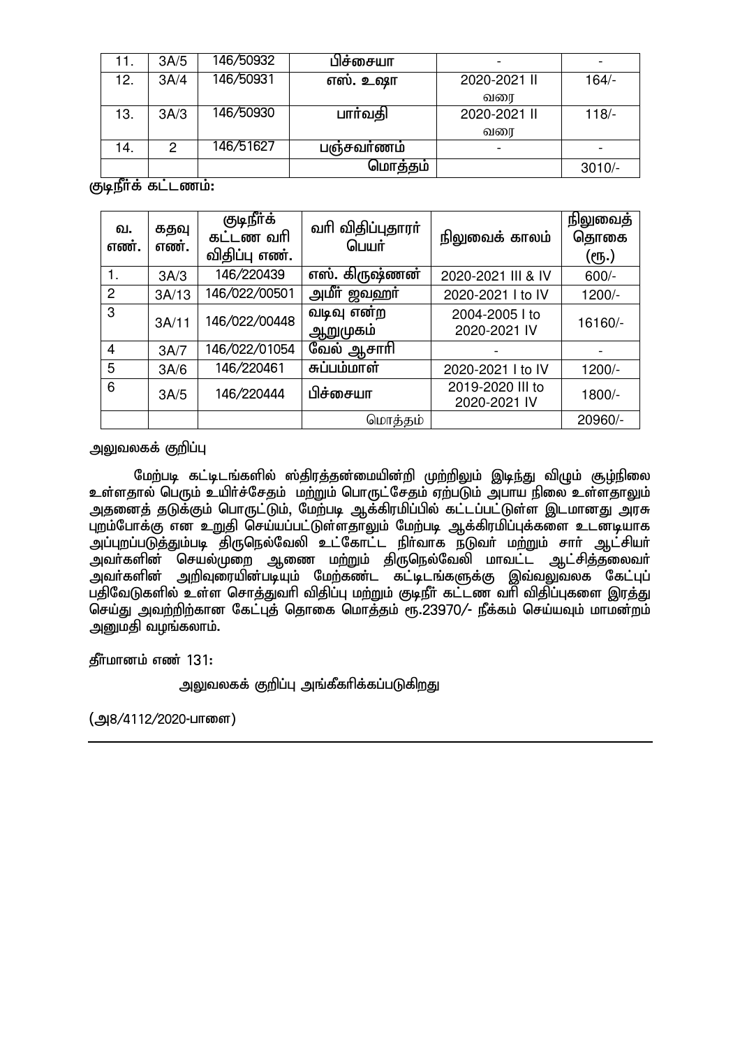| | | | | | |
|---|---|---|---|---|---|
| 11. | 3A/5 | 146/50932 | பிச்சையா | - | - |
| 12. | 3A/4 | 146/50931 | எஸ். உஷா | 2020-2021 II வரை | 164/- |
| 13. | 3A/3 | 146/50930 | பார்வதி | 2020-2021 II வரை | 118/- |
| 14. | 2 | 146/51627 | பஞ்சவர்ணம் | - | - |
| | | | மொத்தம் | | 3010/- |

குடிநீர்க் கட்டணம்:

| வ. எண். | கதவு எண். | குடிநீர்க் கட்டண வரி விதிப்பு எண். | வரி விதிப்புதாரர் பெயர் | நிலுவைக் காலம் | நிலுவைத் தொகை (ரூ.) |
|---|---|---|---|---|---|
| 1. | 3A/3 | 146/220439 | எஸ். கிருஷ்ணன் | 2020-2021 III & IV | 600/- |
| 2 | 3A/13 | 146/022/00501 | அமீர் ஜவஹர் | 2020-2021 I to IV | 1200/- |
| 3 | 3A/11 | 146/022/00448 | வடிவு என்ற ஆறுமுகம் | 2004-2005 I to 2020-2021 IV | 16160/- |
| 4 | 3A/7 | 146/022/01054 | வேல் ஆசாரி | - | - |
| 5 | 3A/6 | 146/220461 | சுப்பம்மாள் | 2020-2021 I to IV | 1200/- |
| 6 | 3A/5 | 146/220444 | பிச்சையா | 2019-2020 III to 2020-2021 IV | 1800/- |
| | | | மொத்தம் | | 20960/- |

அலுவலகக் குறிப்பு

மேற்படி கட்டிடங்களில் ஸ்திரத்தன்மையின்றி முற்றிலும் இடிந்து விழும் சூழ்நிலை உள்ளதால் பெரும் உயிர்ச்சேதம் மற்றும் பொருட்சேதம் ஏற்படும் அபாய நிலை உள்ளதாலும் அதனைத் தடுக்கும் பொருட்டும், மேற்படி ஆக்கிரமிப்பில் கட்டப்பட்டுள்ள இடமானது அரசு புறம்போக்கு என உறுதி செய்யப்பட்டுள்ளதாலும் மேற்படி ஆக்கிரமிப்புக்களை உடனடியாக அப்புறப்படுத்தும்படி திருநெல்வேலி உட்கோட்ட நிர்வாக நடுவர் மற்றும் சார் ஆட்சியர் அவர்களின் செயல்முறை ஆணை மற்றும் திருநெல்வேலி மாவட்ட ஆட்சித்தலைவர் அவர்களின் அறிவுரையின்படியும் மேற்கண்ட கட்டிடங்களுக்கு இவ்வலுவலக கேட்புப் பதிவேடுகளில் உள்ள சொத்துவரி விதிப்பு மற்றும் குடிநீர் கட்டண வரி விதிப்புகளை இரத்து செய்து அவற்றிற்கான கேட்புத் தொகை மொத்தம் ரூ.23970/- நீக்கம் செய்யவும் மாமன்றம் அனுமதி வழங்கலாம்.

தீர்மானம் எண் 131:

அலுவலகக் குறிப்பு அங்கீகரிக்கப்படுகிறது

(அ8/4112/2020-பாளை)